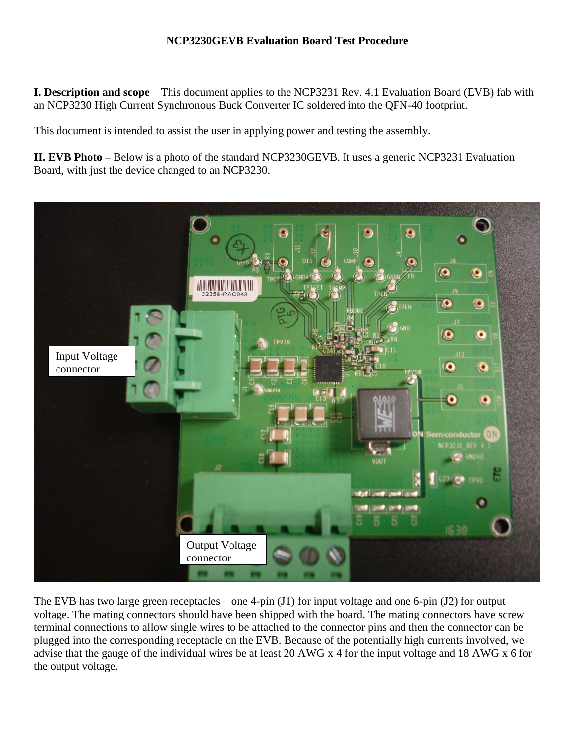# NCP3230GEVB Evaluation Board Test Procedure

**I. Description and scope** – This document applies to the NCP3231 Rev. 4.1 Evaluation Board (EVB) fab with an NCP3230 High Current Synchronous Buck Converter IC soldered into the QFN-40 footprint.

This document is intended to assist the user in applying power and testing the assembly.

**II. EVB Photo –** Below is a photo of the standard NCP3230GEVB. It uses a generic NCP3231 Evaluation Board, with just the device changed to an NCP3230.

The EVB has two large green receptacles – one 4-pin (J1) for input voltage and one 6-pin (J2) for output voltage. The mating connectors should have been shipped with the board. The mating connectors have screw terminal connections to allow single wires to be attached to the connector pins and then the connector can be plugged into the corresponding receptacle on the EVB. Because of the potentially high currents involved, we advise that the gauge of the individual wires be at least 20 AWG x 4 for the input voltage and 18 AWG x 6 for the output voltage.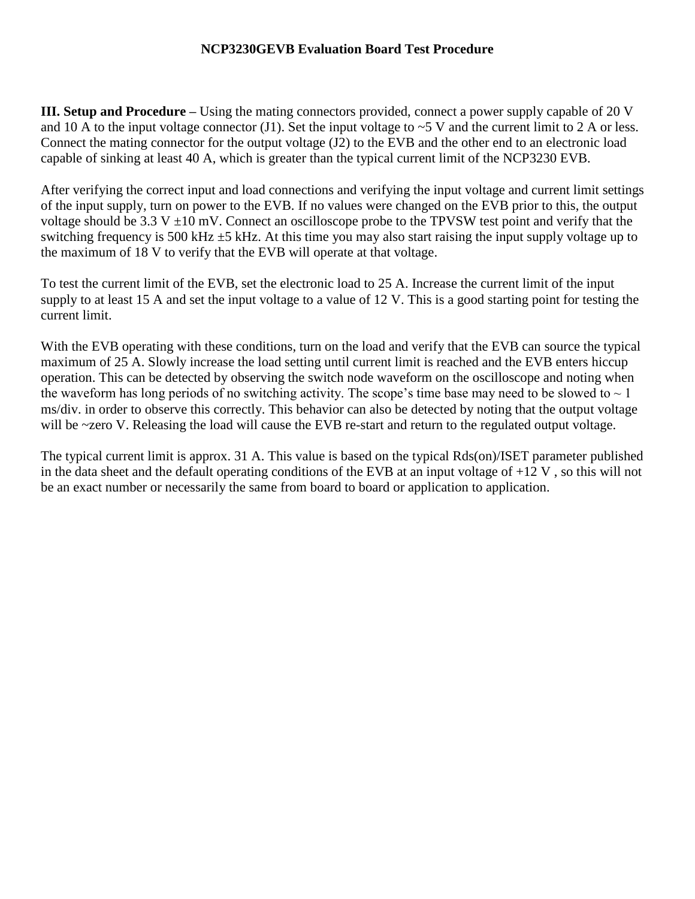**NCP3230GEVB Evaluation Board Test Procedure**

**III. Setup and Procedure –** Using the mating connectors provided, connect a power supply capable of 20 V and 10 A to the input voltage connector (J1). Set the input voltage to ~5 V and the current limit to 2 A or less. Connect the mating connector for the output voltage (J2) to the EVB and the other end to an electronic load capable of sinking at least 40 A, which is greater than the typical current limit of the NCP3230 EVB.

After verifying the correct input and load connections and verifying the input voltage and current limit settings of the input supply, turn on power to the EVB. If no values were changed on the EVB prior to this, the output voltage should be 3.3 V ±10 mV. Connect an oscilloscope probe to the TPVSW test point and verify that the switching frequency is 500 kHz ±5 kHz. At this time you may also start raising the input supply voltage up to the maximum of 18 V to verify that the EVB will operate at that voltage.

To test the current limit of the EVB, set the electronic load to 25 A. Increase the current limit of the input supply to at least 15 A and set the input voltage to a value of 12 V. This is a good starting point for testing the current limit.

With the EVB operating with these conditions, turn on the load and verify that the EVB can source the typical maximum of 25 A. Slowly increase the load setting until current limit is reached and the EVB enters hiccup operation. This can be detected by observing the switch node waveform on the oscilloscope and noting when the waveform has long periods of no switching activity. The scope's time base may need to be slowed to ~ 1 ms/div. in order to observe this correctly. This behavior can also be detected by noting that the output voltage will be ~zero V. Releasing the load will cause the EVB re-start and return to the regulated output voltage.

The typical current limit is approx. 31 A. This value is based on the typical Rds(on)/ISET parameter published in the data sheet and the default operating conditions of the EVB at an input voltage of +12 V , so this will not be an exact number or necessarily the same from board to board or application to application.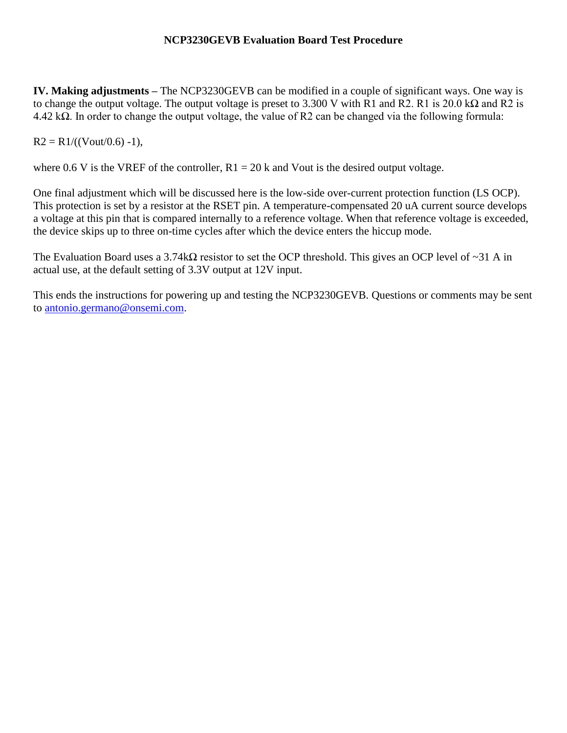**IV. Making adjustments –** The NCP3230GEVB can be modified in a couple of significant ways. One way is to change the output voltage. The output voltage is preset to 3.300 V with R1 and R2. R1 is 20.0 kΩ and R2 is 4.42 kΩ. In order to change the output voltage, the value of R2 can be changed via the following formula:

$R2 = R1/((Vout/0.6) - 1)$,

where 0.6 V is the VREF of the controller, R1 = 20 k and Vout is the desired output voltage.

One final adjustment which will be discussed here is the low-side over-current protection function (LS OCP). This protection is set by a resistor at the RSET pin. A temperature-compensated 20 uA current source develops a voltage at this pin that is compared internally to a reference voltage. When that reference voltage is exceeded, the device skips up to three on-time cycles after which the device enters the hiccup mode.

The Evaluation Board uses a 3.74kΩ resistor to set the OCP threshold. This gives an OCP level of ~31 A in actual use, at the default setting of 3.3V output at 12V input.

This ends the instructions for powering up and testing the NCP3230GEVB. Questions or comments may be sent to antonio.germano@onsemi.com.